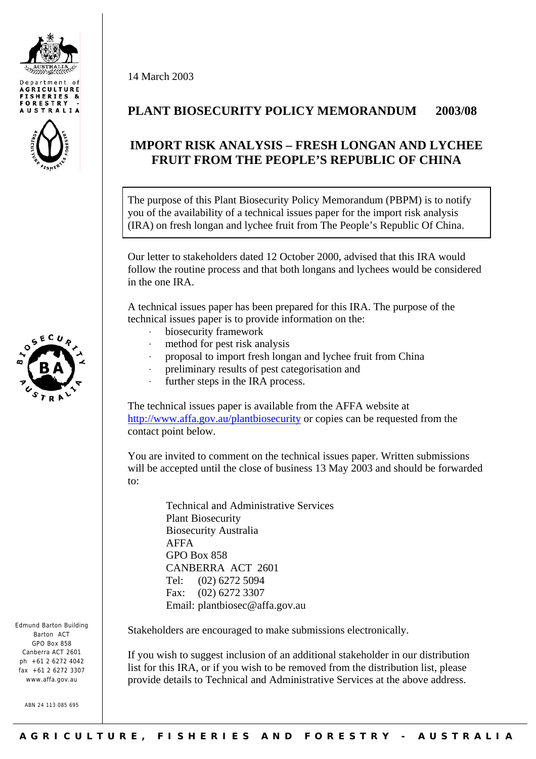Department of AGRICULTURE FISHERIES & FORESTRY - AUSTRALIA

14 March 2003

# PLANT BIOSECURITY POLICY MEMORANDUM 2003/08

## IMPORT RISK ANALYSIS – FRESH LONGAN AND LYCHEE FRUIT FROM THE PEOPLE'S REPUBLIC OF CHINA

The purpose of this Plant Biosecurity Policy Memorandum (PBPM) is to notify you of the availability of a technical issues paper for the import risk analysis (IRA) on fresh longan and lychee fruit from The People's Republic Of China.

Our letter to stakeholders dated 12 October 2000, advised that this IRA would follow the routine process and that both longans and lychees would be considered in the one IRA.

A technical issues paper has been prepared for this IRA. The purpose of the technical issues paper is to provide information on the:

- biosecurity framework
- method for pest risk analysis
- proposal to import fresh longan and lychee fruit from China
- preliminary results of pest categorisation and
- further steps in the IRA process.

The technical issues paper is available from the AFFA website at http://www.affa.gov.au/plantbiosecurity or copies can be requested from the contact point below.

You are invited to comment on the technical issues paper. Written submissions will be accepted until the close of business 13 May 2003 and should be forwarded to:

Technical and Administrative Services
Plant Biosecurity
Biosecurity Australia
AFFA
GPO Box 858
CANBERRA ACT 2601
Tel: (02) 6272 5094
Fax: (02) 6272 3307
Email: plantbiosec@affa.gov.au

Stakeholders are encouraged to make submissions electronically.

If you wish to suggest inclusion of an additional stakeholder in our distribution list for this IRA, or if you wish to be removed from the distribution list, please provide details to Technical and Administrative Services at the above address.

Edmund Barton Building
Barton ACT
GPO Box 858
Canberra ACT 2601
ph +61 2 6272 4042
fax +61 2 6272 3307
www.affa.gov.au

ABN 24 113 085 695

AGRICULTURE, FISHERIES AND FORESTRY - AUSTRALIA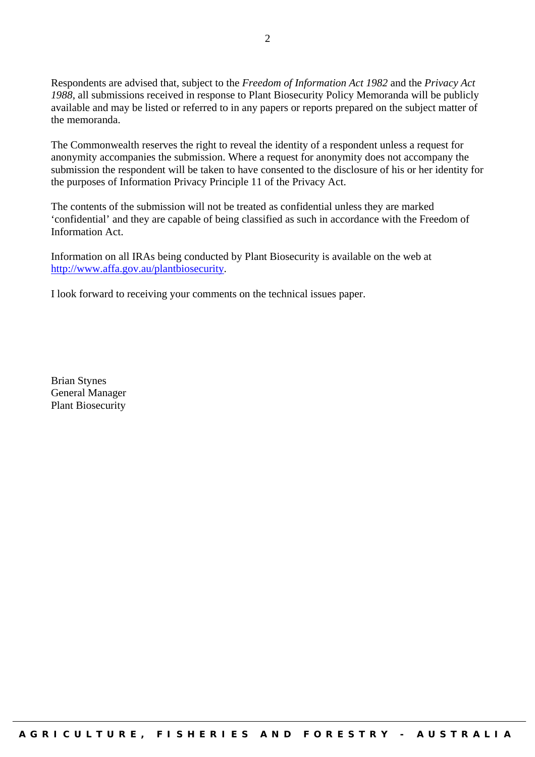Respondents are advised that, subject to the *Freedom of Information Act 1982* and the *Privacy Act 1988*, all submissions received in response to Plant Biosecurity Policy Memoranda will be publicly available and may be listed or referred to in any papers or reports prepared on the subject matter of the memoranda.

The Commonwealth reserves the right to reveal the identity of a respondent unless a request for anonymity accompanies the submission. Where a request for anonymity does not accompany the submission the respondent will be taken to have consented to the disclosure of his or her identity for the purposes of Information Privacy Principle 11 of the Privacy Act.

The contents of the submission will not be treated as confidential unless they are marked 'confidential' and they are capable of being classified as such in accordance with the Freedom of Information Act.

Information on all IRAs being conducted by Plant Biosecurity is available on the web at http://www.affa.gov.au/plantbiosecurity.

I look forward to receiving your comments on the technical issues paper.

Brian Stynes
General Manager
Plant Biosecurity